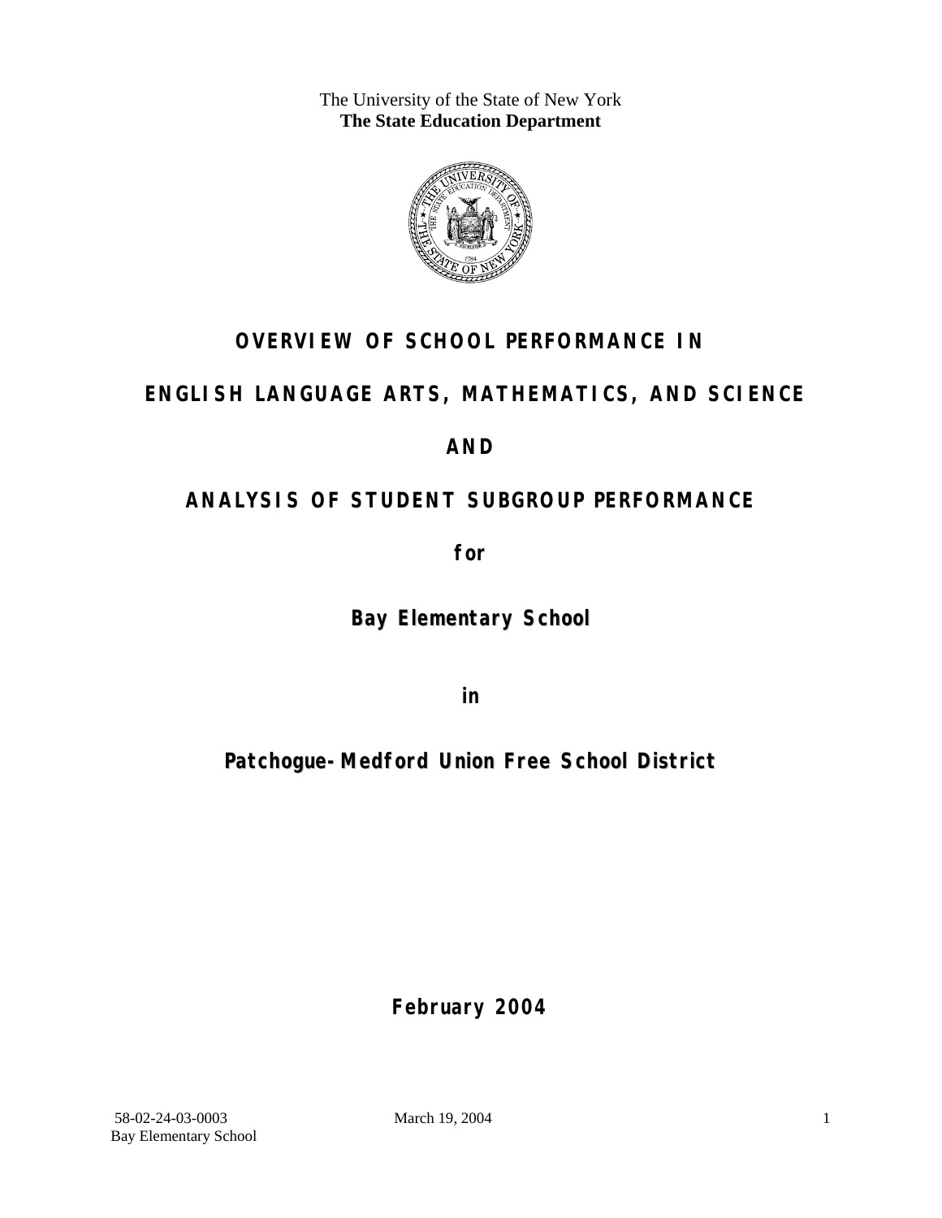The University of the State of New York
**The State Education Department**

# OVERVIEW OF SCHOOL PERFORMANCE IN

# ENGLISH LANGUAGE ARTS, MATHEMATICS, AND SCIENCE

# AND

# ANALYSIS OF STUDENT SUBGROUP PERFORMANCE

**for**

## Bay Elementary School

**in**

## Patchogue-Medford Union Free School District

**February 2004**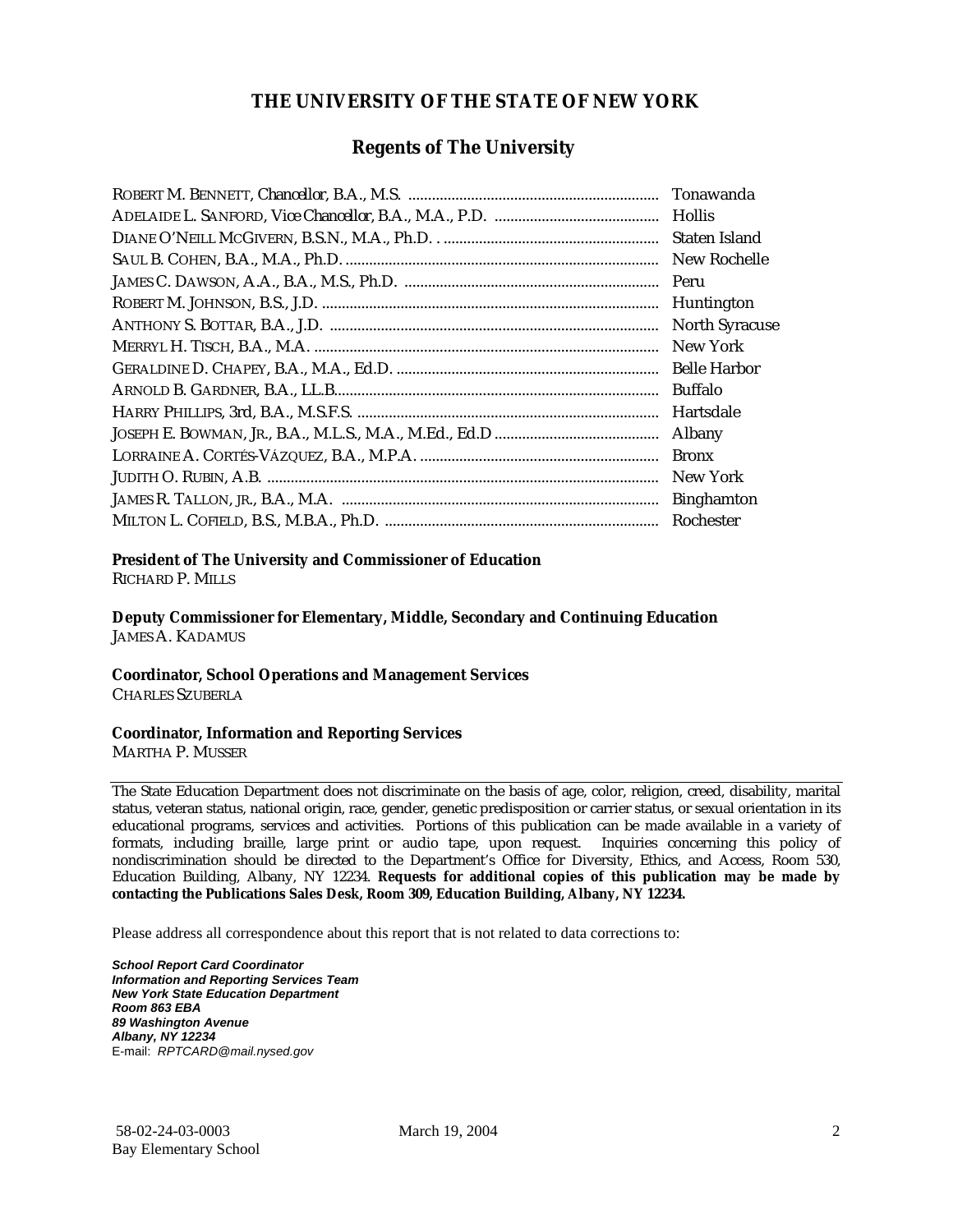# THE UNIVERSITY OF THE STATE OF NEW YORK

## Regents of The University

| | |
|---|---|
| ROBERT M. BENNETT, *Chancellor*, B.A., M.S. | Tonawanda |
| ADELAIDE L. SANFORD, *Vice Chancellor*, B.A., M.A., P.D. | Hollis |
| DIANE O'NEILL MCGIVERN, B.S.N., M.A., Ph.D. | Staten Island |
| SAUL B. COHEN, B.A., M.A., Ph.D. | New Rochelle |
| JAMES C. DAWSON, A.A., B.A., M.S., Ph.D. | Peru |
| ROBERT M. JOHNSON, B.S., J.D. | Huntington |
| ANTHONY S. BOTTAR, B.A., J.D. | North Syracuse |
| MERRYL H. TISCH, B.A., M.A. | New York |
| GERALDINE D. CHAPEY, B.A., M.A., Ed.D. | Belle Harbor |
| ARNOLD B. GARDNER, B.A., LL.B. | Buffalo |
| HARRY PHILLIPS, 3rd, B.A., M.S.F.S. | Hartsdale |
| JOSEPH E. BOWMAN, JR., B.A., M.L.S., M.A., M.Ed., Ed.D | Albany |
| LORRAINE A. CORTÉS-VÁZQUEZ, B.A., M.P.A. | Bronx |
| JUDITH O. RUBIN, A.B. | New York |
| JAMES R. TALLON, JR., B.A., M.A. | Binghamton |
| MILTON L. COFIELD, B.S., M.B.A., Ph.D. | Rochester |

**President of The University and Commissioner of Education**
RICHARD P. MILLS

**Deputy Commissioner for Elementary, Middle, Secondary and Continuing Education**
JAMES A. KADAMUS

**Coordinator, School Operations and Management Services**
CHARLES SZUBERLA

**Coordinator, Information and Reporting Services**
MARTHA P. MUSSER

---

The State Education Department does not discriminate on the basis of age, color, religion, creed, disability, marital status, veteran status, national origin, race, gender, genetic predisposition or carrier status, or sexual orientation in its educational programs, services and activities. Portions of this publication can be made available in a variety of formats, including braille, large print or audio tape, upon request. Inquiries concerning this policy of nondiscrimination should be directed to the Department's Office for Diversity, Ethics, and Access, Room 530, Education Building, Albany, NY 12234. **Requests for additional copies of this publication may be made by contacting the Publications Sales Desk, Room 309, Education Building, Albany, NY 12234.**

Please address all correspondence about this report that is not related to data corrections to:

***School Report Card Coordinator***
***Information and Reporting Services Team***
***New York State Education Department***
***Room 863 EBA***
***89 Washington Avenue***
***Albany, NY 12234***
E-mail: *RPTCARD@mail.nysed.gov*

58-02-24-03-0003 March 19, 2004
Bay Elementary School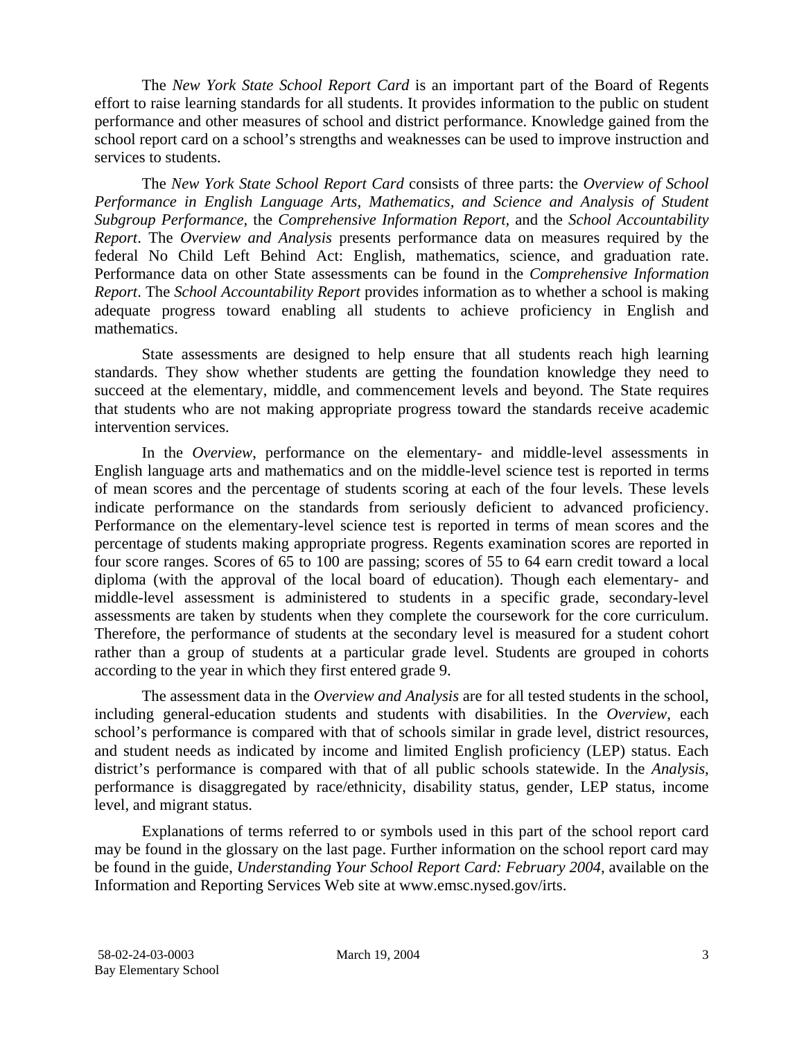The *New York State School Report Card* is an important part of the Board of Regents effort to raise learning standards for all students. It provides information to the public on student performance and other measures of school and district performance. Knowledge gained from the school report card on a school's strengths and weaknesses can be used to improve instruction and services to students.

The *New York State School Report Card* consists of three parts: the *Overview of School Performance in English Language Arts, Mathematics, and Science and Analysis of Student Subgroup Performance,* the *Comprehensive Information Report,* and the *School Accountability Report*. The *Overview and Analysis* presents performance data on measures required by the federal No Child Left Behind Act: English, mathematics, science, and graduation rate. Performance data on other State assessments can be found in the *Comprehensive Information Report*. The *School Accountability Report* provides information as to whether a school is making adequate progress toward enabling all students to achieve proficiency in English and mathematics.

State assessments are designed to help ensure that all students reach high learning standards. They show whether students are getting the foundation knowledge they need to succeed at the elementary, middle, and commencement levels and beyond. The State requires that students who are not making appropriate progress toward the standards receive academic intervention services.

In the *Overview*, performance on the elementary- and middle-level assessments in English language arts and mathematics and on the middle-level science test is reported in terms of mean scores and the percentage of students scoring at each of the four levels. These levels indicate performance on the standards from seriously deficient to advanced proficiency. Performance on the elementary-level science test is reported in terms of mean scores and the percentage of students making appropriate progress. Regents examination scores are reported in four score ranges. Scores of 65 to 100 are passing; scores of 55 to 64 earn credit toward a local diploma (with the approval of the local board of education). Though each elementary- and middle-level assessment is administered to students in a specific grade, secondary-level assessments are taken by students when they complete the coursework for the core curriculum. Therefore, the performance of students at the secondary level is measured for a student cohort rather than a group of students at a particular grade level. Students are grouped in cohorts according to the year in which they first entered grade 9.

The assessment data in the *Overview and Analysis* are for all tested students in the school, including general-education students and students with disabilities. In the *Overview*, each school's performance is compared with that of schools similar in grade level, district resources, and student needs as indicated by income and limited English proficiency (LEP) status. Each district's performance is compared with that of all public schools statewide. In the *Analysis*, performance is disaggregated by race/ethnicity, disability status, gender, LEP status, income level, and migrant status.

Explanations of terms referred to or symbols used in this part of the school report card may be found in the glossary on the last page. Further information on the school report card may be found in the guide, *Understanding Your School Report Card: February 2004*, available on the Information and Reporting Services Web site at www.emsc.nysed.gov/irts.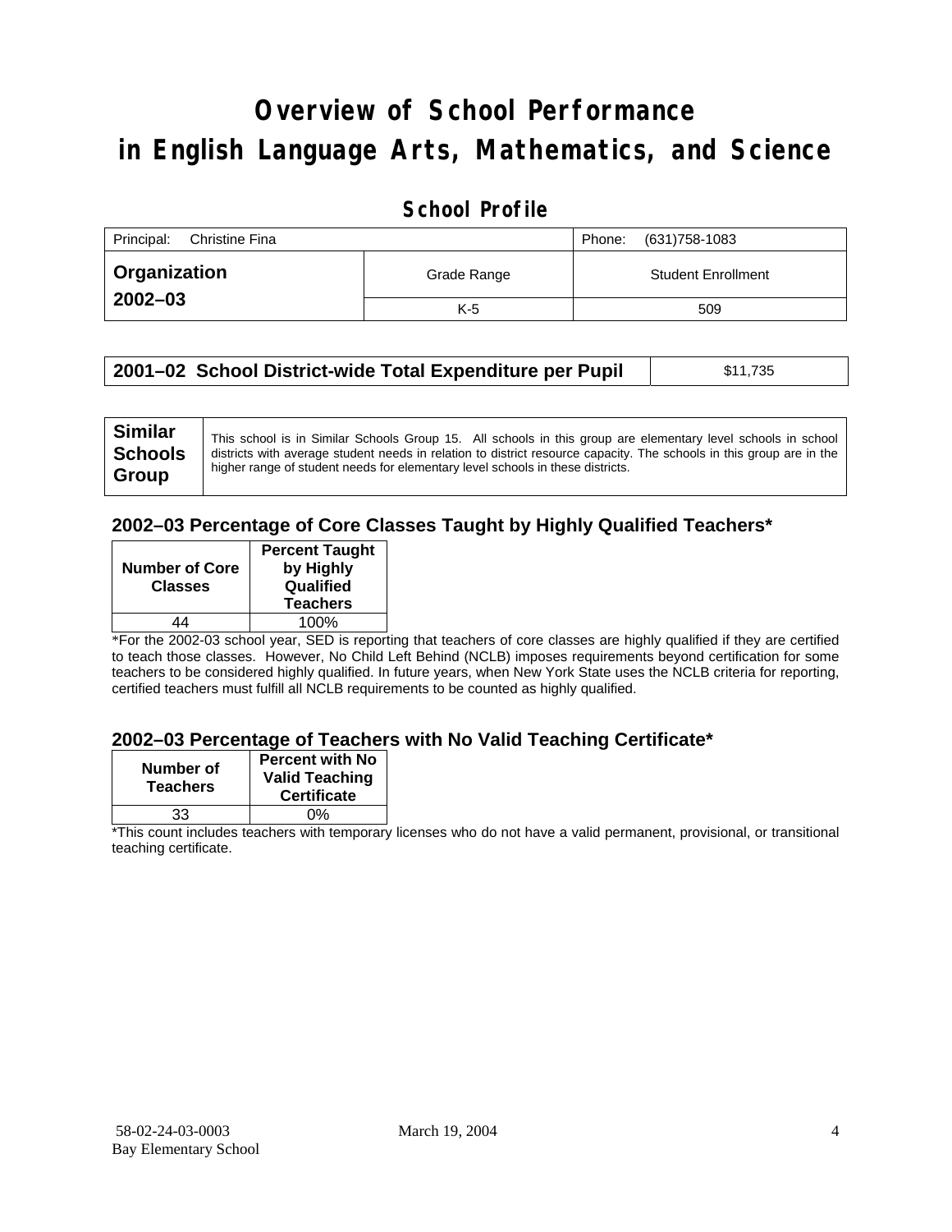# Overview of School Performance in English Language Arts, Mathematics, and Science

## School Profile

| Principal: Christine Fina | | Phone: (631)758-1083 |
|---|---|---|
| **Organization 2002–03** | Grade Range | Student Enrollment |
| | K-5 | 509 |

| **2001–02 School District-wide Total Expenditure per Pupil** | $11,735 |
|---|---|

| **Similar Schools Group** | This school is in Similar Schools Group 15. All schools in this group are elementary level schools in school districts with average student needs in relation to district resource capacity. The schools in this group are in the higher range of student needs for elementary level schools in these districts. |
|---|---|

### 2002–03 Percentage of Core Classes Taught by Highly Qualified Teachers*

| Number of Core Classes | Percent Taught by Highly Qualified Teachers |
|---|---|
| 44 | 100% |

*For the 2002-03 school year, SED is reporting that teachers of core classes are highly qualified if they are certified to teach those classes. However, No Child Left Behind (NCLB) imposes requirements beyond certification for some teachers to be considered highly qualified. In future years, when New York State uses the NCLB criteria for reporting, certified teachers must fulfill all NCLB requirements to be counted as highly qualified.

### 2002–03 Percentage of Teachers with No Valid Teaching Certificate*

| Number of Teachers | Percent with No Valid Teaching Certificate |
|---|---|
| 33 | 0% |

*This count includes teachers with temporary licenses who do not have a valid permanent, provisional, or transitional teaching certificate.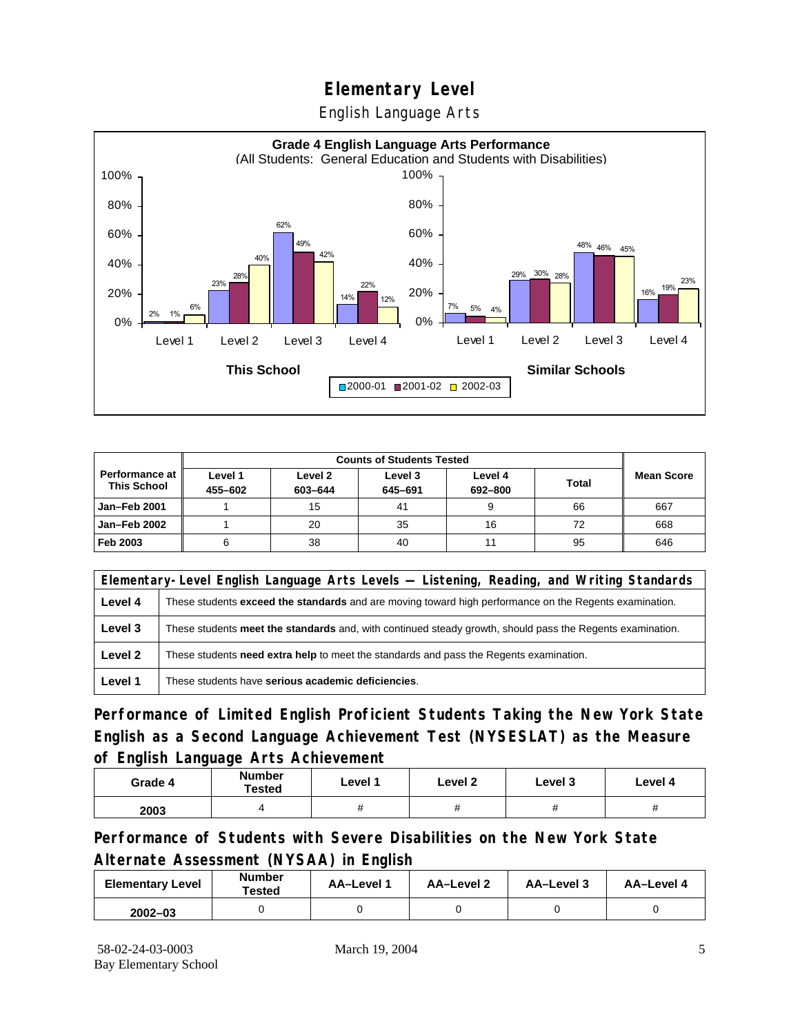# Elementary Level

## English Language Arts

**Grade 4 English Language Arts Performance**
(All Students: General Education and Students with Disabilities)

| | Level 1 | Level 2 | Level 3 | Level 4 |
|---|---|---|---|---|
| **This School** 2000-01 | 2% | 23% | 62% | 14% |
| **This School** 2001-02 | 1% | 28% | 49% | 22% |
| **This School** 2002-03 | 6% | 40% | 42% | 12% |
| **Similar Schools** 2000-01 | 7% | 29% | 48% | 16% |
| **Similar Schools** 2001-02 | 5% | 30% | 46% | 19% |
| **Similar Schools** 2002-03 | 4% | 28% | 45% | 23% |

| Performance at This School | Counts of Students Tested | | | | | Mean Score |
|---|---|---|---|---|---|---|
| | Level 1 455–602 | Level 2 603–644 | Level 3 645–691 | Level 4 692–800 | Total | |
| **Jan–Feb 2001** | 1 | 15 | 41 | 9 | 66 | 667 |
| **Jan–Feb 2002** | 1 | 20 | 35 | 16 | 72 | 668 |
| **Feb 2003** | 6 | 38 | 40 | 11 | 95 | 646 |

| Elementary-Level English Language Arts Levels — Listening, Reading, and Writing Standards | |
|---|---|
| **Level 4** | These students **exceed the standards** and are moving toward high performance on the Regents examination. |
| **Level 3** | These students **meet the standards** and, with continued steady growth, should pass the Regents examination. |
| **Level 2** | These students **need extra help** to meet the standards and pass the Regents examination. |
| **Level 1** | These students have **serious academic deficiencies**. |

## Performance of Limited English Proficient Students Taking the New York State English as a Second Language Achievement Test (NYSESLAT) as the Measure of English Language Arts Achievement

| Grade 4 | Number Tested | Level 1 | Level 2 | Level 3 | Level 4 |
|---|---|---|---|---|---|
| **2003** | 4 | # | # | # | # |

## Performance of Students with Severe Disabilities on the New York State Alternate Assessment (NYSAA) in English

| Elementary Level | Number Tested | AA–Level 1 | AA–Level 2 | AA–Level 3 | AA–Level 4 |
|---|---|---|---|---|---|
| **2002–03** | 0 | 0 | 0 | 0 | 0 |

58-02-24-03-0003
Bay Elementary School

March 19, 2004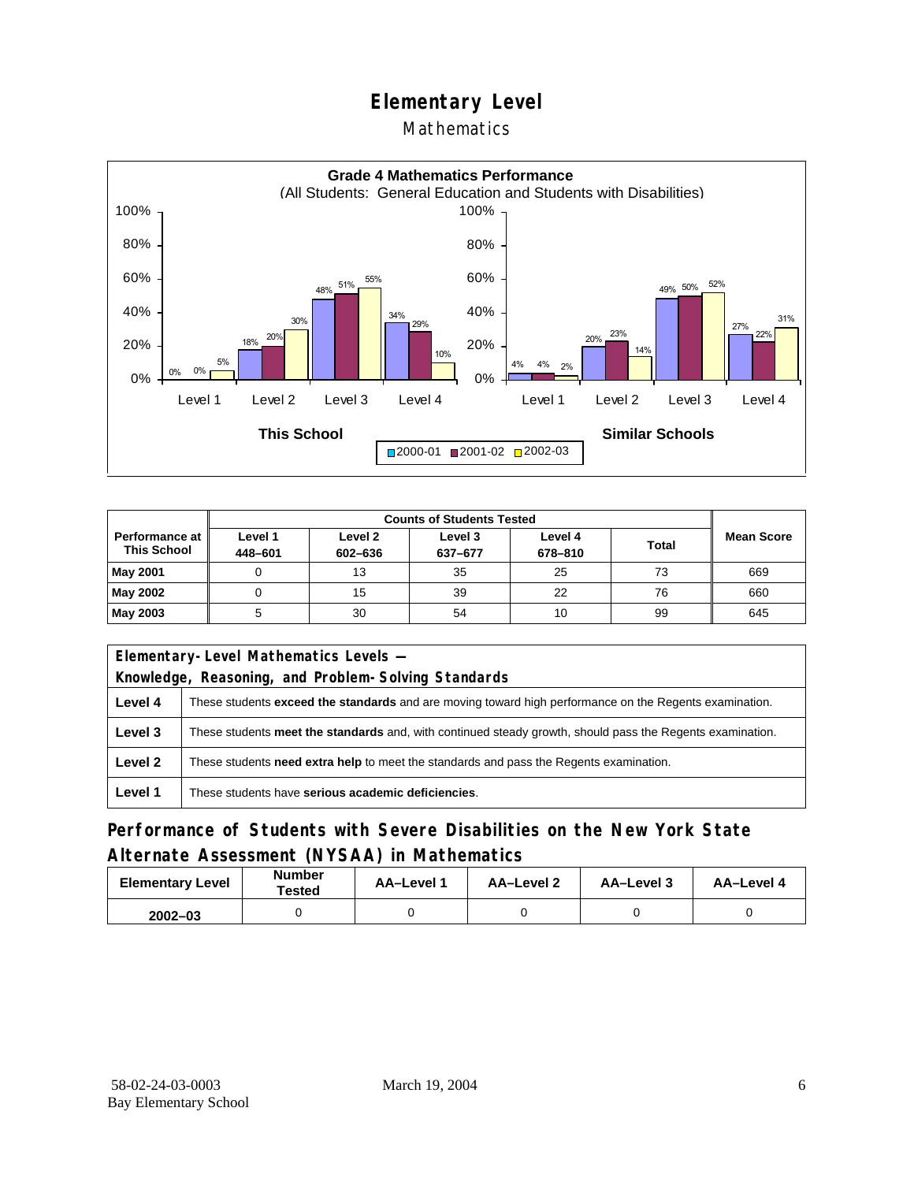# Elementary Level

## Mathematics

**Grade 4 Mathematics Performance**
(All Students: General Education and Students with Disabilities)

| | This School 2000-01 | This School 2001-02 | This School 2002-03 | Similar Schools 2000-01 | Similar Schools 2001-02 | Similar Schools 2002-03 |
|---|---|---|---|---|---|---|
| Level 1 | 0% | 0% | 5% | 4% | 4% | 2% |
| Level 2 | 18% | 20% | 30% | 20% | 23% | 14% |
| Level 3 | 48% | 51% | 55% | 49% | 50% | 52% |
| Level 4 | 34% | 29% | 10% | 27% | 22% | 31% |

| Performance at This School | Counts of Students Tested | | | | | Mean Score |
|---|---|---|---|---|---|---|
| | Level 1 448–601 | Level 2 602–636 | Level 3 637–677 | Level 4 678–810 | Total | |
| **May 2001** | 0 | 13 | 35 | 25 | 73 | 669 |
| **May 2002** | 0 | 15 | 39 | 22 | 76 | 660 |
| **May 2003** | 5 | 30 | 54 | 10 | 99 | 645 |

| Elementary-Level Mathematics Levels — Knowledge, Reasoning, and Problem-Solving Standards | |
|---|---|
| **Level 4** | These students **exceed the standards** and are moving toward high performance on the Regents examination. |
| **Level 3** | These students **meet the standards** and, with continued steady growth, should pass the Regents examination. |
| **Level 2** | These students **need extra help** to meet the standards and pass the Regents examination. |
| **Level 1** | These students have **serious academic deficiencies**. |

## Performance of Students with Severe Disabilities on the New York State Alternate Assessment (NYSAA) in Mathematics

| Elementary Level | Number Tested | AA–Level 1 | AA–Level 2 | AA–Level 3 | AA–Level 4 |
|---|---|---|---|---|---|
| **2002–03** | 0 | 0 | 0 | 0 | 0 |

58-02-24-03-0003
Bay Elementary School

March 19, 2004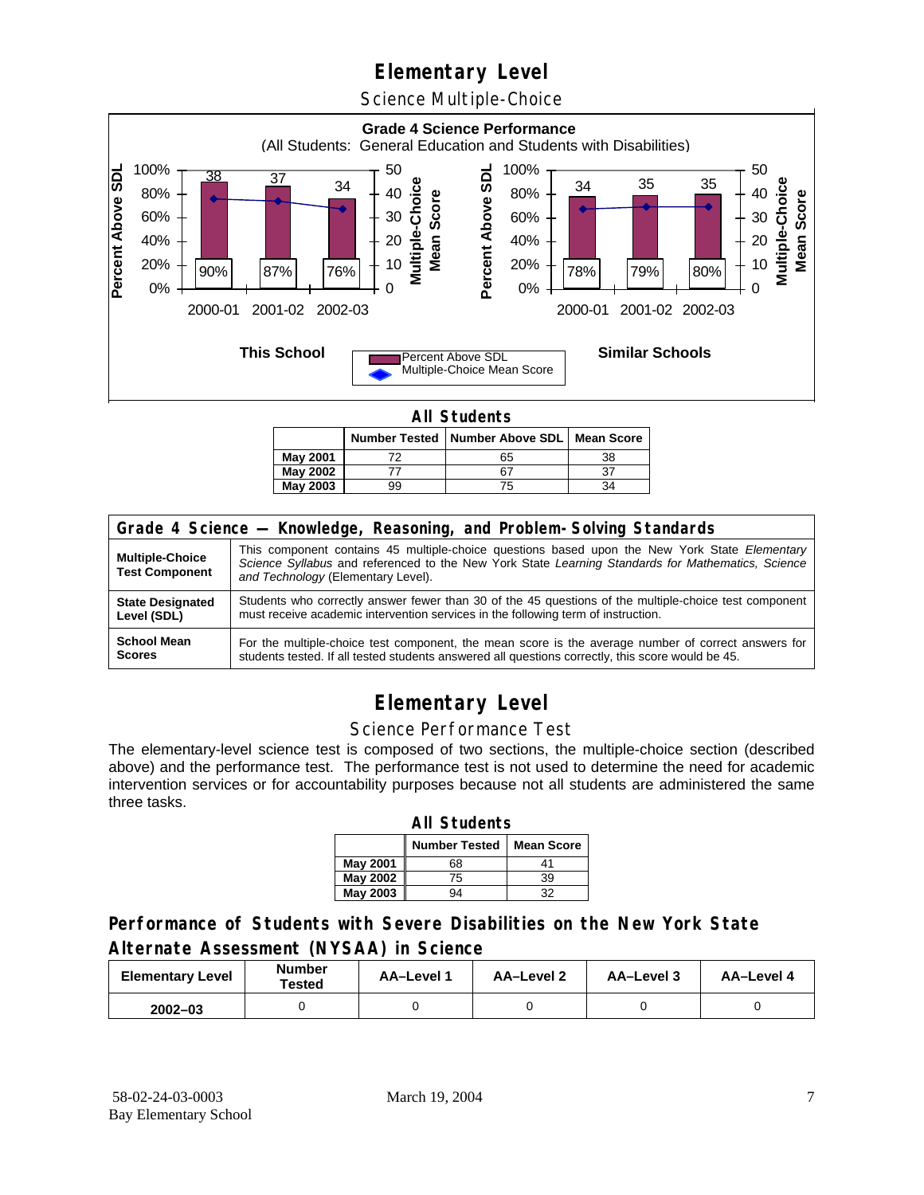# Elementary Level

## Science Multiple-Choice

**Grade 4 Science Performance**
(All Students: General Education and Students with Disabilities)

| This School | 2000-01 | 2001-02 | 2002-03 |
|---|---|---|---|
| Percent Above SDL | 90% | 87% | 76% |
| Multiple-Choice Mean Score | 38 | 37 | 34 |

| Similar Schools | 2000-01 | 2001-02 | 2002-03 |
|---|---|---|---|
| Percent Above SDL | 78% | 79% | 80% |
| Multiple-Choice Mean Score | 34 | 35 | 35 |

**All Students**

| | Number Tested | Number Above SDL | Mean Score |
|---|---|---|---|
| **May 2001** | 72 | 65 | 38 |
| **May 2002** | 77 | 67 | 37 |
| **May 2003** | 99 | 75 | 34 |

| Grade 4 Science — Knowledge, Reasoning, and Problem-Solving Standards | |
|---|---|
| **Multiple-Choice Test Component** | This component contains 45 multiple-choice questions based upon the New York State *Elementary Science Syllabus* and referenced to the New York State *Learning Standards for Mathematics, Science and Technology* (Elementary Level). |
| **State Designated Level (SDL)** | Students who correctly answer fewer than 30 of the 45 questions of the multiple-choice test component must receive academic intervention services in the following term of instruction. |
| **School Mean Scores** | For the multiple-choice test component, the mean score is the average number of correct answers for students tested. If all tested students answered all questions correctly, this score would be 45. |

# Elementary Level

## Science Performance Test

The elementary-level science test is composed of two sections, the multiple-choice section (described above) and the performance test. The performance test is not used to determine the need for academic intervention services or for accountability purposes because not all students are administered the same three tasks.

**All Students**

| | Number Tested | Mean Score |
|---|---|---|
| **May 2001** | 68 | 41 |
| **May 2002** | 75 | 39 |
| **May 2003** | 94 | 32 |

## Performance of Students with Severe Disabilities on the New York State Alternate Assessment (NYSAA) in Science

| Elementary Level | Number Tested | AA–Level 1 | AA–Level 2 | AA–Level 3 | AA–Level 4 |
|---|---|---|---|---|---|
| **2002–03** | 0 | 0 | 0 | 0 | 0 |

58-02-24-03-0003
Bay Elementary School
March 19, 2004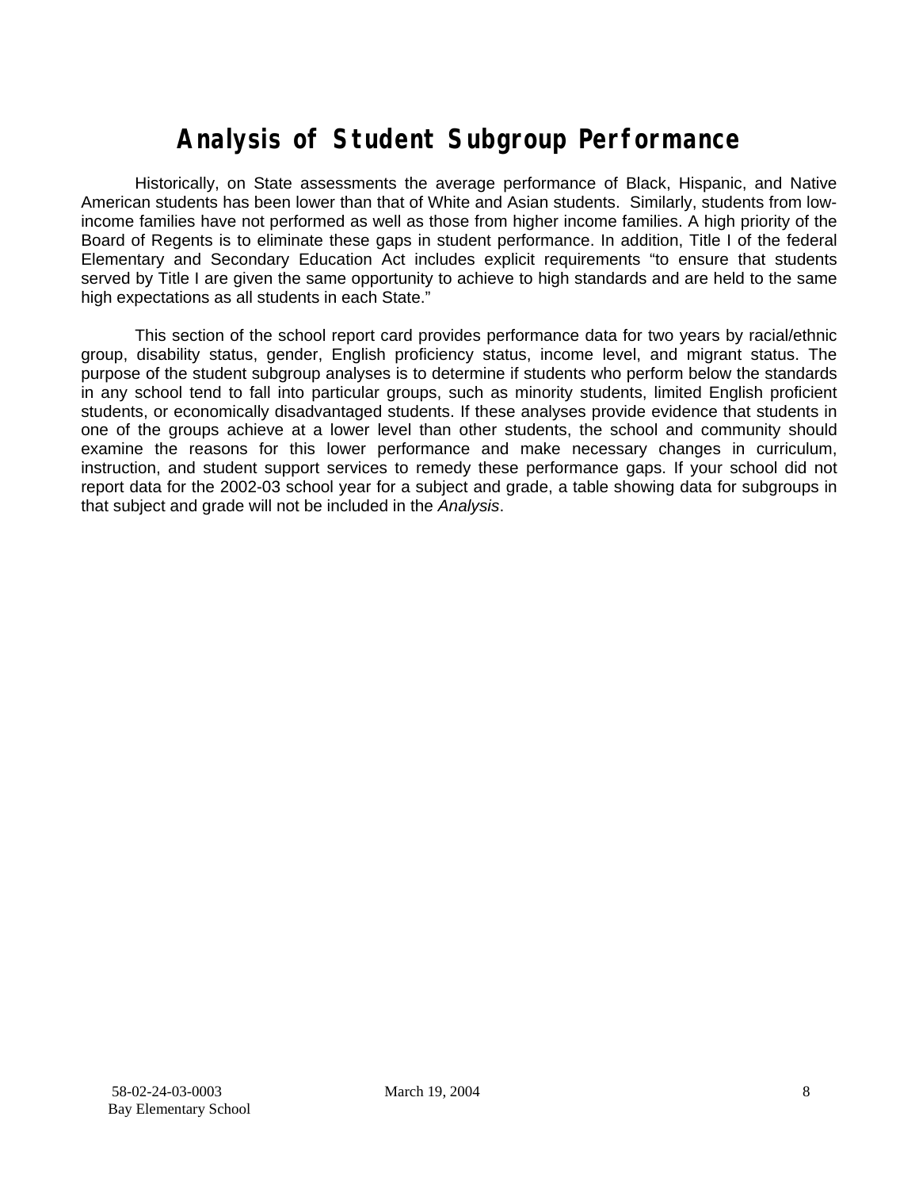# Analysis of Student Subgroup Performance

Historically, on State assessments the average performance of Black, Hispanic, and Native American students has been lower than that of White and Asian students. Similarly, students from low-income families have not performed as well as those from higher income families. A high priority of the Board of Regents is to eliminate these gaps in student performance. In addition, Title I of the federal Elementary and Secondary Education Act includes explicit requirements "to ensure that students served by Title I are given the same opportunity to achieve to high standards and are held to the same high expectations as all students in each State."

This section of the school report card provides performance data for two years by racial/ethnic group, disability status, gender, English proficiency status, income level, and migrant status. The purpose of the student subgroup analyses is to determine if students who perform below the standards in any school tend to fall into particular groups, such as minority students, limited English proficient students, or economically disadvantaged students. If these analyses provide evidence that students in one of the groups achieve at a lower level than other students, the school and community should examine the reasons for this lower performance and make necessary changes in curriculum, instruction, and student support services to remedy these performance gaps. If your school did not report data for the 2002-03 school year for a subject and grade, a table showing data for subgroups in that subject and grade will not be included in the *Analysis*.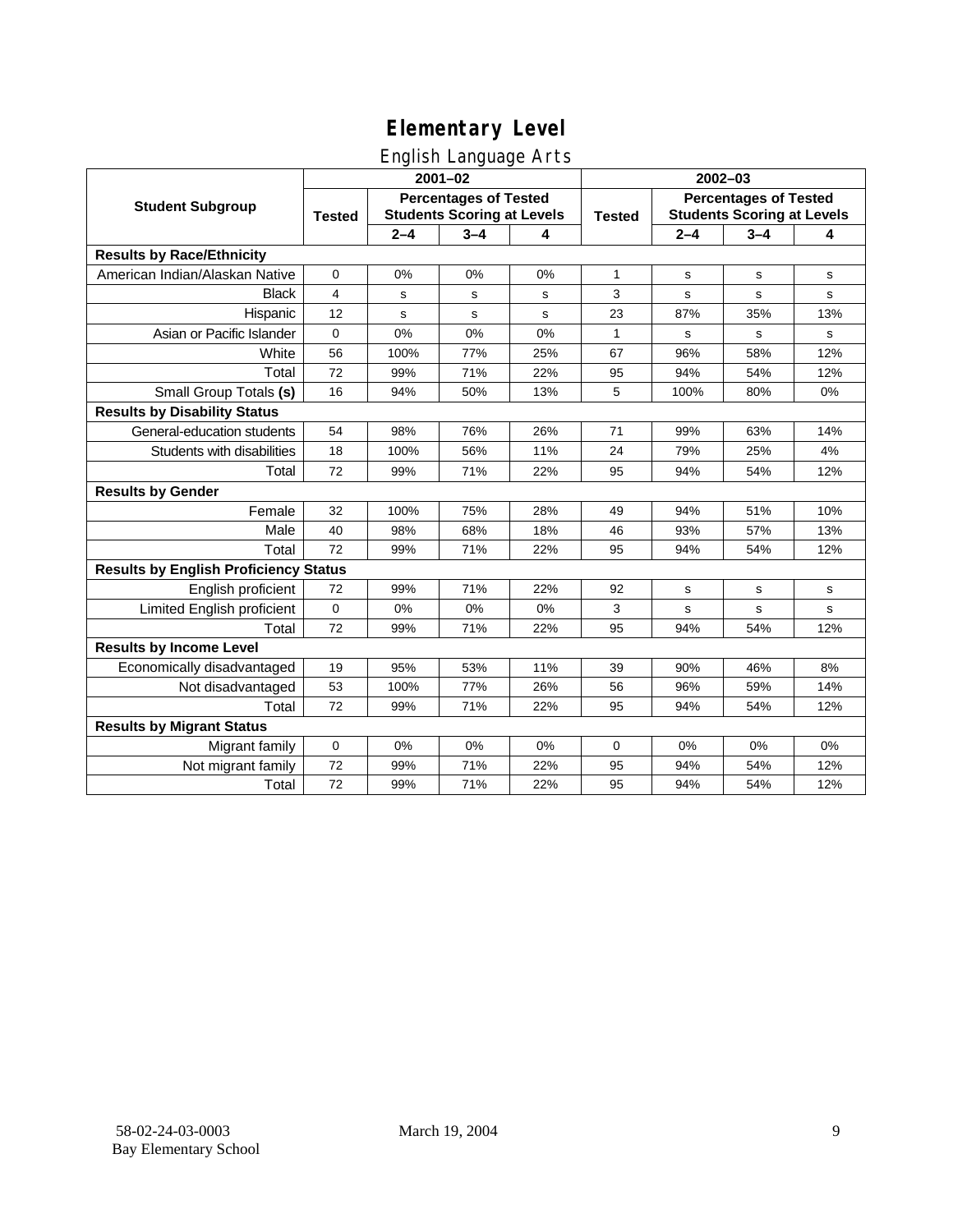# Elementary Level

## English Language Arts

| Student Subgroup | 2001–02 | | | | 2002–03 | | | |
|---|---|---|---|---|---|---|---|---|
| | Tested | Percentages of Tested Students Scoring at Levels | | | Tested | Percentages of Tested Students Scoring at Levels | | |
| | | 2–4 | 3–4 | 4 | | 2–4 | 3–4 | 4 |
| **Results by Race/Ethnicity** | | | | | | | | |
| American Indian/Alaskan Native | 0 | 0% | 0% | 0% | 1 | s | s | s |
| Black | 4 | s | s | s | 3 | s | s | s |
| Hispanic | 12 | s | s | s | 23 | 87% | 35% | 13% |
| Asian or Pacific Islander | 0 | 0% | 0% | 0% | 1 | s | s | s |
| White | 56 | 100% | 77% | 25% | 67 | 96% | 58% | 12% |
| Total | 72 | 99% | 71% | 22% | 95 | 94% | 54% | 12% |
| Small Group Totals **(s)** | 16 | 94% | 50% | 13% | 5 | 100% | 80% | 0% |
| **Results by Disability Status** | | | | | | | | |
| General-education students | 54 | 98% | 76% | 26% | 71 | 99% | 63% | 14% |
| Students with disabilities | 18 | 100% | 56% | 11% | 24 | 79% | 25% | 4% |
| Total | 72 | 99% | 71% | 22% | 95 | 94% | 54% | 12% |
| **Results by Gender** | | | | | | | | |
| Female | 32 | 100% | 75% | 28% | 49 | 94% | 51% | 10% |
| Male | 40 | 98% | 68% | 18% | 46 | 93% | 57% | 13% |
| Total | 72 | 99% | 71% | 22% | 95 | 94% | 54% | 12% |
| **Results by English Proficiency Status** | | | | | | | | |
| English proficient | 72 | 99% | 71% | 22% | 92 | s | s | s |
| Limited English proficient | 0 | 0% | 0% | 0% | 3 | s | s | s |
| Total | 72 | 99% | 71% | 22% | 95 | 94% | 54% | 12% |
| **Results by Income Level** | | | | | | | | |
| Economically disadvantaged | 19 | 95% | 53% | 11% | 39 | 90% | 46% | 8% |
| Not disadvantaged | 53 | 100% | 77% | 26% | 56 | 96% | 59% | 14% |
| Total | 72 | 99% | 71% | 22% | 95 | 94% | 54% | 12% |
| **Results by Migrant Status** | | | | | | | | |
| Migrant family | 0 | 0% | 0% | 0% | 0 | 0% | 0% | 0% |
| Not migrant family | 72 | 99% | 71% | 22% | 95 | 94% | 54% | 12% |
| Total | 72 | 99% | 71% | 22% | 95 | 94% | 54% | 12% |

58-02-24-03-0003 March 19, 2004
Bay Elementary School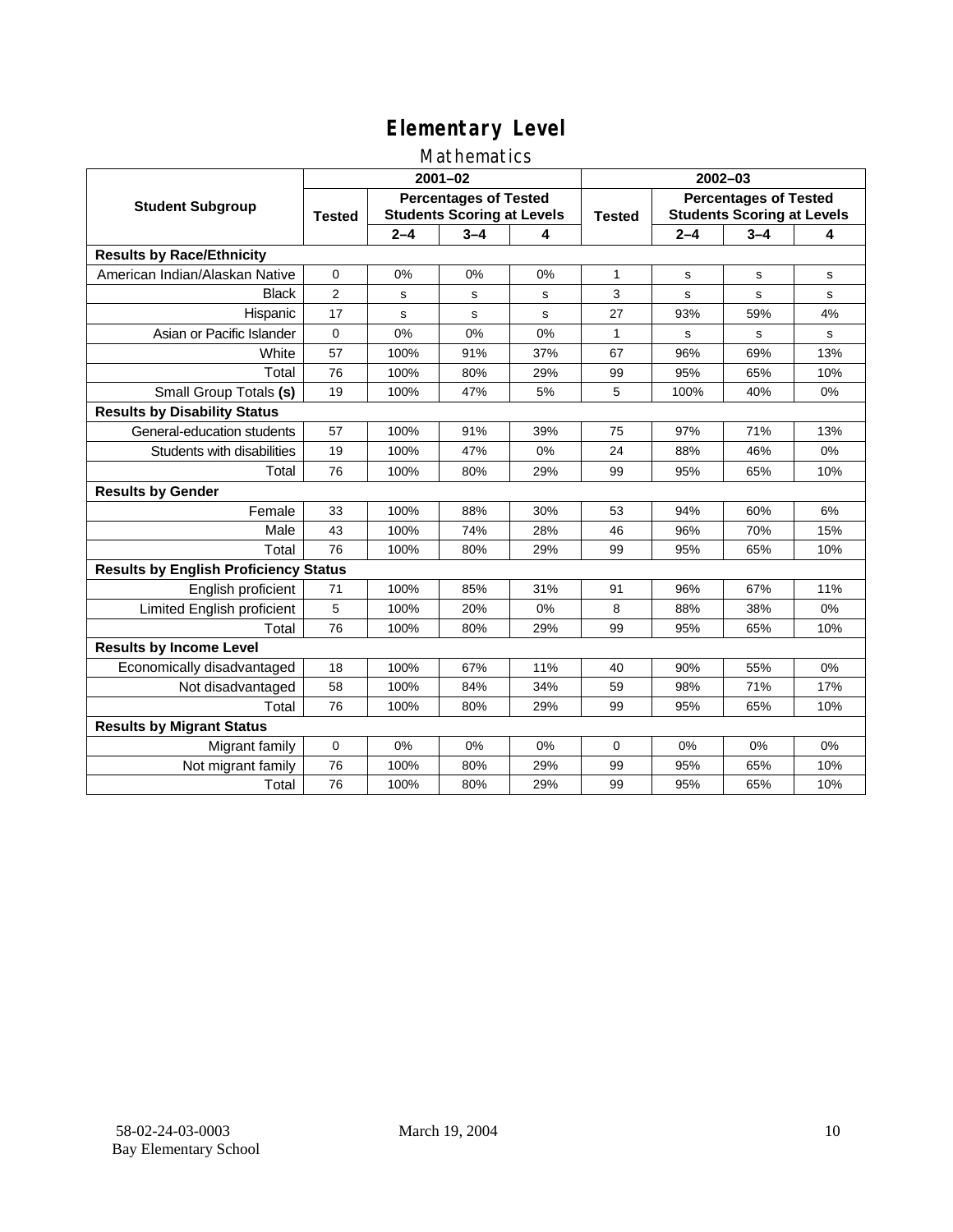# Elementary Level

## Mathematics

| Student Subgroup | 2001–02 | | | | 2002–03 | | | |
|---|---|---|---|---|---|---|---|---|
| | Tested | Percentages of Tested Students Scoring at Levels | | | Tested | Percentages of Tested Students Scoring at Levels | | |
| | | 2–4 | 3–4 | 4 | | 2–4 | 3–4 | 4 |
| **Results by Race/Ethnicity** | | | | | | | | |
| American Indian/Alaskan Native | 0 | 0% | 0% | 0% | 1 | s | s | s |
| Black | 2 | s | s | s | 3 | s | s | s |
| Hispanic | 17 | s | s | s | 27 | 93% | 59% | 4% |
| Asian or Pacific Islander | 0 | 0% | 0% | 0% | 1 | s | s | s |
| White | 57 | 100% | 91% | 37% | 67 | 96% | 69% | 13% |
| Total | 76 | 100% | 80% | 29% | 99 | 95% | 65% | 10% |
| Small Group Totals **(s)** | 19 | 100% | 47% | 5% | 5 | 100% | 40% | 0% |
| **Results by Disability Status** | | | | | | | | |
| General-education students | 57 | 100% | 91% | 39% | 75 | 97% | 71% | 13% |
| Students with disabilities | 19 | 100% | 47% | 0% | 24 | 88% | 46% | 0% |
| Total | 76 | 100% | 80% | 29% | 99 | 95% | 65% | 10% |
| **Results by Gender** | | | | | | | | |
| Female | 33 | 100% | 88% | 30% | 53 | 94% | 60% | 6% |
| Male | 43 | 100% | 74% | 28% | 46 | 96% | 70% | 15% |
| Total | 76 | 100% | 80% | 29% | 99 | 95% | 65% | 10% |
| **Results by English Proficiency Status** | | | | | | | | |
| English proficient | 71 | 100% | 85% | 31% | 91 | 96% | 67% | 11% |
| Limited English proficient | 5 | 100% | 20% | 0% | 8 | 88% | 38% | 0% |
| Total | 76 | 100% | 80% | 29% | 99 | 95% | 65% | 10% |
| **Results by Income Level** | | | | | | | | |
| Economically disadvantaged | 18 | 100% | 67% | 11% | 40 | 90% | 55% | 0% |
| Not disadvantaged | 58 | 100% | 84% | 34% | 59 | 98% | 71% | 17% |
| Total | 76 | 100% | 80% | 29% | 99 | 95% | 65% | 10% |
| **Results by Migrant Status** | | | | | | | | |
| Migrant family | 0 | 0% | 0% | 0% | 0 | 0% | 0% | 0% |
| Not migrant family | 76 | 100% | 80% | 29% | 99 | 95% | 65% | 10% |
| Total | 76 | 100% | 80% | 29% | 99 | 95% | 65% | 10% |

58-02-24-03-0003
Bay Elementary School

March 19, 2004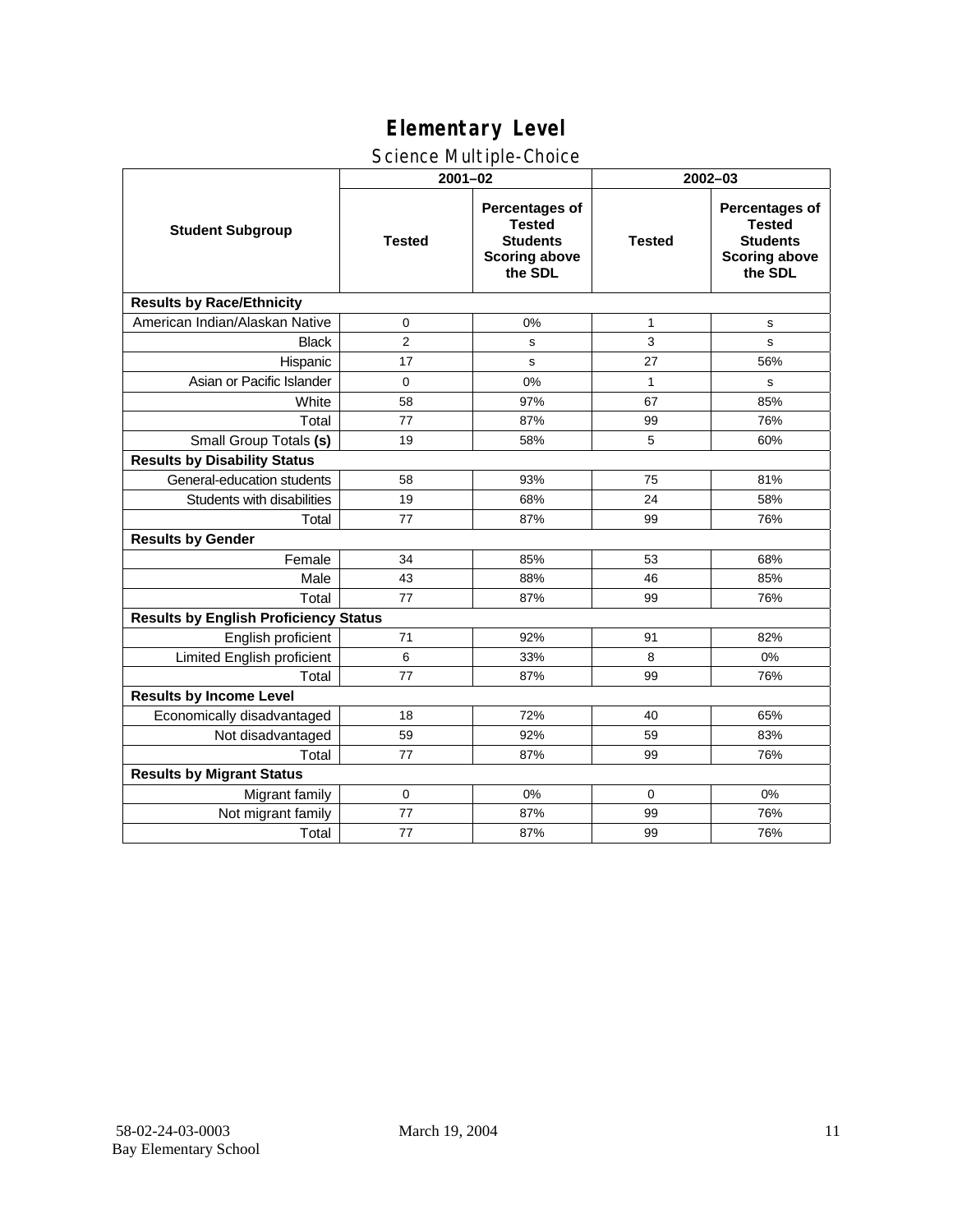# Elementary Level

## Science Multiple-Choice

| Student Subgroup | 2001–02 | | 2002–03 | |
|---|---|---|---|---|
| | Tested | Percentages of Tested Students Scoring above the SDL | Tested | Percentages of Tested Students Scoring above the SDL |
| **Results by Race/Ethnicity** | | | | |
| American Indian/Alaskan Native | 0 | 0% | 1 | s |
| Black | 2 | s | 3 | s |
| Hispanic | 17 | s | 27 | 56% |
| Asian or Pacific Islander | 0 | 0% | 1 | s |
| White | 58 | 97% | 67 | 85% |
| Total | 77 | 87% | 99 | 76% |
| Small Group Totals **(s)** | 19 | 58% | 5 | 60% |
| **Results by Disability Status** | | | | |
| General-education students | 58 | 93% | 75 | 81% |
| Students with disabilities | 19 | 68% | 24 | 58% |
| Total | 77 | 87% | 99 | 76% |
| **Results by Gender** | | | | |
| Female | 34 | 85% | 53 | 68% |
| Male | 43 | 88% | 46 | 85% |
| Total | 77 | 87% | 99 | 76% |
| **Results by English Proficiency Status** | | | | |
| English proficient | 71 | 92% | 91 | 82% |
| Limited English proficient | 6 | 33% | 8 | 0% |
| Total | 77 | 87% | 99 | 76% |
| **Results by Income Level** | | | | |
| Economically disadvantaged | 18 | 72% | 40 | 65% |
| Not disadvantaged | 59 | 92% | 59 | 83% |
| Total | 77 | 87% | 99 | 76% |
| **Results by Migrant Status** | | | | |
| Migrant family | 0 | 0% | 0 | 0% |
| Not migrant family | 77 | 87% | 99 | 76% |
| Total | 77 | 87% | 99 | 76% |

58-02-24-03-0003
Bay Elementary School

March 19, 2004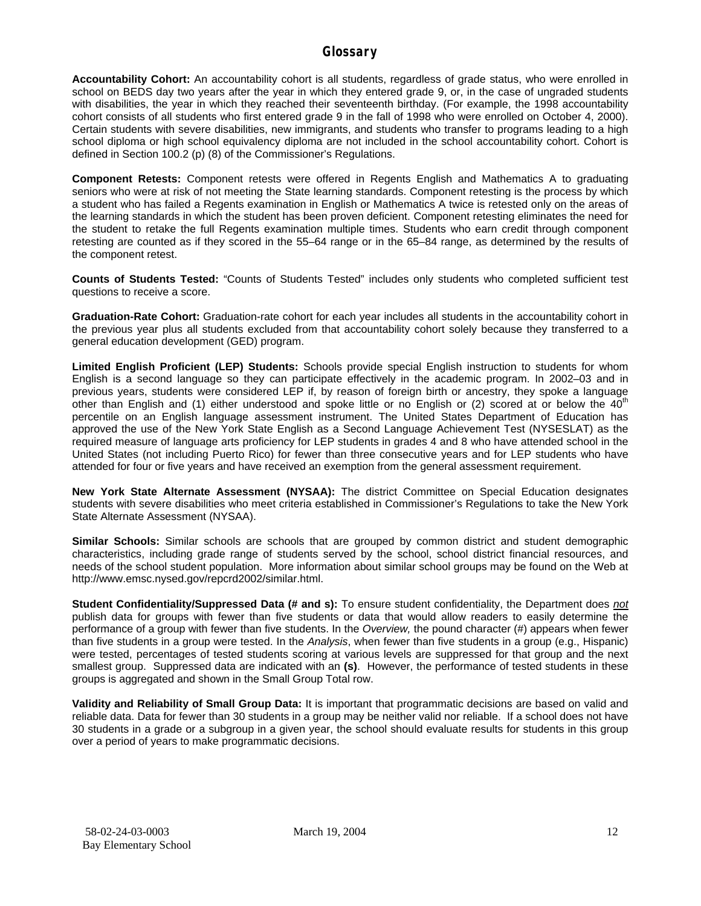# Glossary

**Accountability Cohort:** An accountability cohort is all students, regardless of grade status, who were enrolled in school on BEDS day two years after the year in which they entered grade 9, or, in the case of ungraded students with disabilities, the year in which they reached their seventeenth birthday. (For example, the 1998 accountability cohort consists of all students who first entered grade 9 in the fall of 1998 who were enrolled on October 4, 2000). Certain students with severe disabilities, new immigrants, and students who transfer to programs leading to a high school diploma or high school equivalency diploma are not included in the school accountability cohort. Cohort is defined in Section 100.2 (p) (8) of the Commissioner's Regulations.

**Component Retests:** Component retests were offered in Regents English and Mathematics A to graduating seniors who were at risk of not meeting the State learning standards. Component retesting is the process by which a student who has failed a Regents examination in English or Mathematics A twice is retested only on the areas of the learning standards in which the student has been proven deficient. Component retesting eliminates the need for the student to retake the full Regents examination multiple times. Students who earn credit through component retesting are counted as if they scored in the 55–64 range or in the 65–84 range, as determined by the results of the component retest.

**Counts of Students Tested:** "Counts of Students Tested" includes only students who completed sufficient test questions to receive a score.

**Graduation-Rate Cohort:** Graduation-rate cohort for each year includes all students in the accountability cohort in the previous year plus all students excluded from that accountability cohort solely because they transferred to a general education development (GED) program.

**Limited English Proficient (LEP) Students:** Schools provide special English instruction to students for whom English is a second language so they can participate effectively in the academic program. In 2002–03 and in previous years, students were considered LEP if, by reason of foreign birth or ancestry, they spoke a language other than English and (1) either understood and spoke little or no English or (2) scored at or below the 40th percentile on an English language assessment instrument. The United States Department of Education has approved the use of the New York State English as a Second Language Achievement Test (NYSESLAT) as the required measure of language arts proficiency for LEP students in grades 4 and 8 who have attended school in the United States (not including Puerto Rico) for fewer than three consecutive years and for LEP students who have attended for four or five years and have received an exemption from the general assessment requirement.

**New York State Alternate Assessment (NYSAA):** The district Committee on Special Education designates students with severe disabilities who meet criteria established in Commissioner's Regulations to take the New York State Alternate Assessment (NYSAA).

**Similar Schools:** Similar schools are schools that are grouped by common district and student demographic characteristics, including grade range of students served by the school, school district financial resources, and needs of the school student population. More information about similar school groups may be found on the Web at http://www.emsc.nysed.gov/repcrd2002/similar.html.

**Student Confidentiality/Suppressed Data (# and s):** To ensure student confidentiality, the Department does *not* publish data for groups with fewer than five students or data that would allow readers to easily determine the performance of a group with fewer than five students. In the *Overview,* the pound character (#) appears when fewer than five students in a group were tested. In the *Analysis*, when fewer than five students in a group (e.g., Hispanic) were tested, percentages of tested students scoring at various levels are suppressed for that group and the next smallest group. Suppressed data are indicated with an **(s)**. However, the performance of tested students in these groups is aggregated and shown in the Small Group Total row.

**Validity and Reliability of Small Group Data:** It is important that programmatic decisions are based on valid and reliable data. Data for fewer than 30 students in a group may be neither valid nor reliable. If a school does not have 30 students in a grade or a subgroup in a given year, the school should evaluate results for students in this group over a period of years to make programmatic decisions.